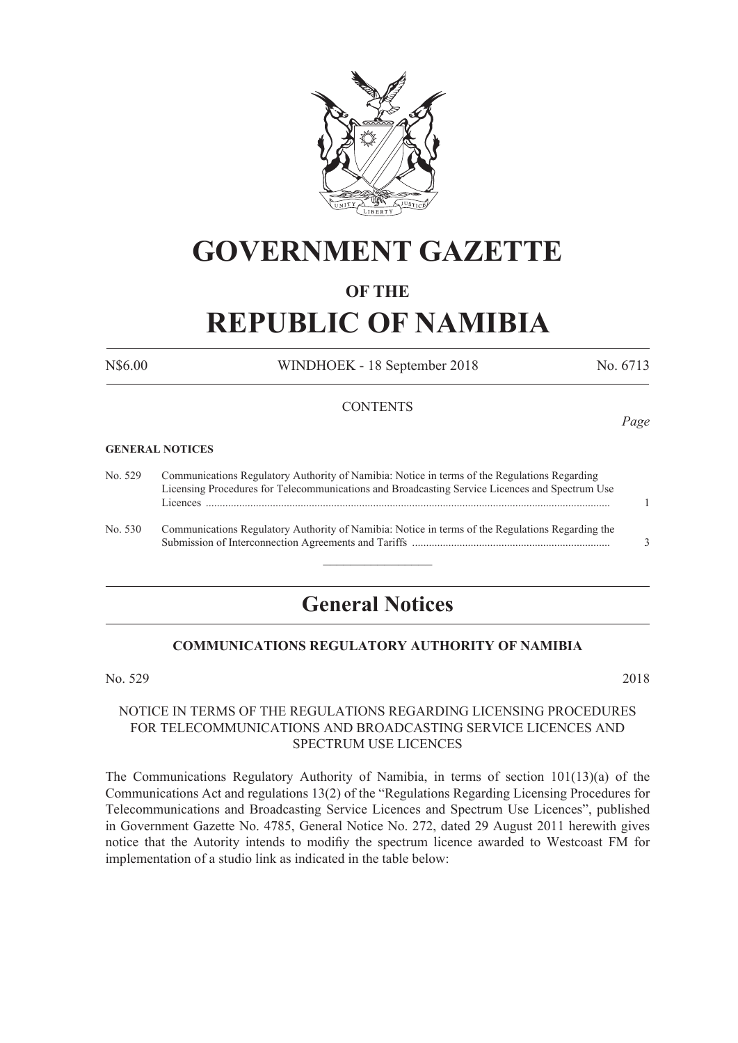# GOVERNMENT GAZETTE

## OF THE

# REPUBLIC OF NAMIBIA

N$6.00 WINDHOEK - 18 September 2018 No. 6713

CONTENTS

*Page*

**GENERAL NOTICES**

| | | |
|---|---|---|
| No. 529 | Communications Regulatory Authority of Namibia: Notice in terms of the Regulations Regarding Licensing Procedures for Telecommunications and Broadcasting Service Licences and Spectrum Use Licences | 1 |
| No. 530 | Communications Regulatory Authority of Namibia: Notice in terms of the Regulations Regarding the Submission of Interconnection Agreements and Tariffs | 3 |

## General Notices

### COMMUNICATIONS REGULATORY AUTHORITY OF NAMIBIA

No. 529 2018

NOTICE IN TERMS OF THE REGULATIONS REGARDING LICENSING PROCEDURES FOR TELECOMMUNICATIONS AND BROADCASTING SERVICE LICENCES AND SPECTRUM USE LICENCES

The Communications Regulatory Authority of Namibia, in terms of section 101(13)(a) of the Communications Act and regulations 13(2) of the "Regulations Regarding Licensing Procedures for Telecommunications and Broadcasting Service Licences and Spectrum Use Licences", published in Government Gazette No. 4785, General Notice No. 272, dated 29 August 2011 herewith gives notice that the Autority intends to modifiy the spectrum licence awarded to Westcoast FM for implementation of a studio link as indicated in the table below: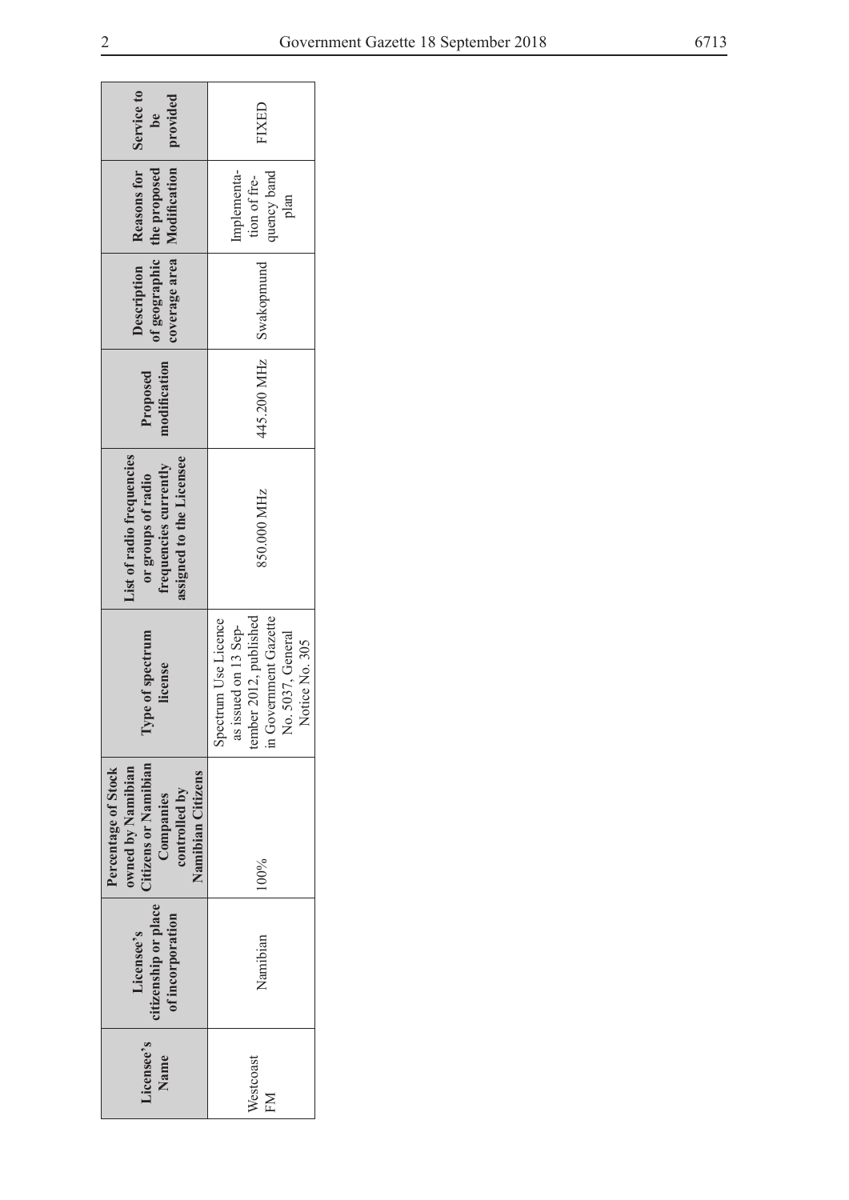| Licensee's Name | Licensee's citizenship or place of incorporation | Percentage of Stock owned by Namibian Citizens or Namibian Companies controlled by Namibian Citizens | Type of spectrum license | List of radio frequencies or groups of radio frequencies currently assigned to the Licensee | Proposed modification | Description of geographic coverage area | Reasons for the proposed Modification | Service to be provided |
|---|---|---|---|---|---|---|---|---|
| Westcoast FM | Namibian | 100% | Spectrum Use Licence as issued on 13 September 2012, published in Government Gazette No. 5037, General Notice No. 305 | 850.000 MHz | 445.200 MHz | Swakopmund | Implementation of frequency band plan | FIXED |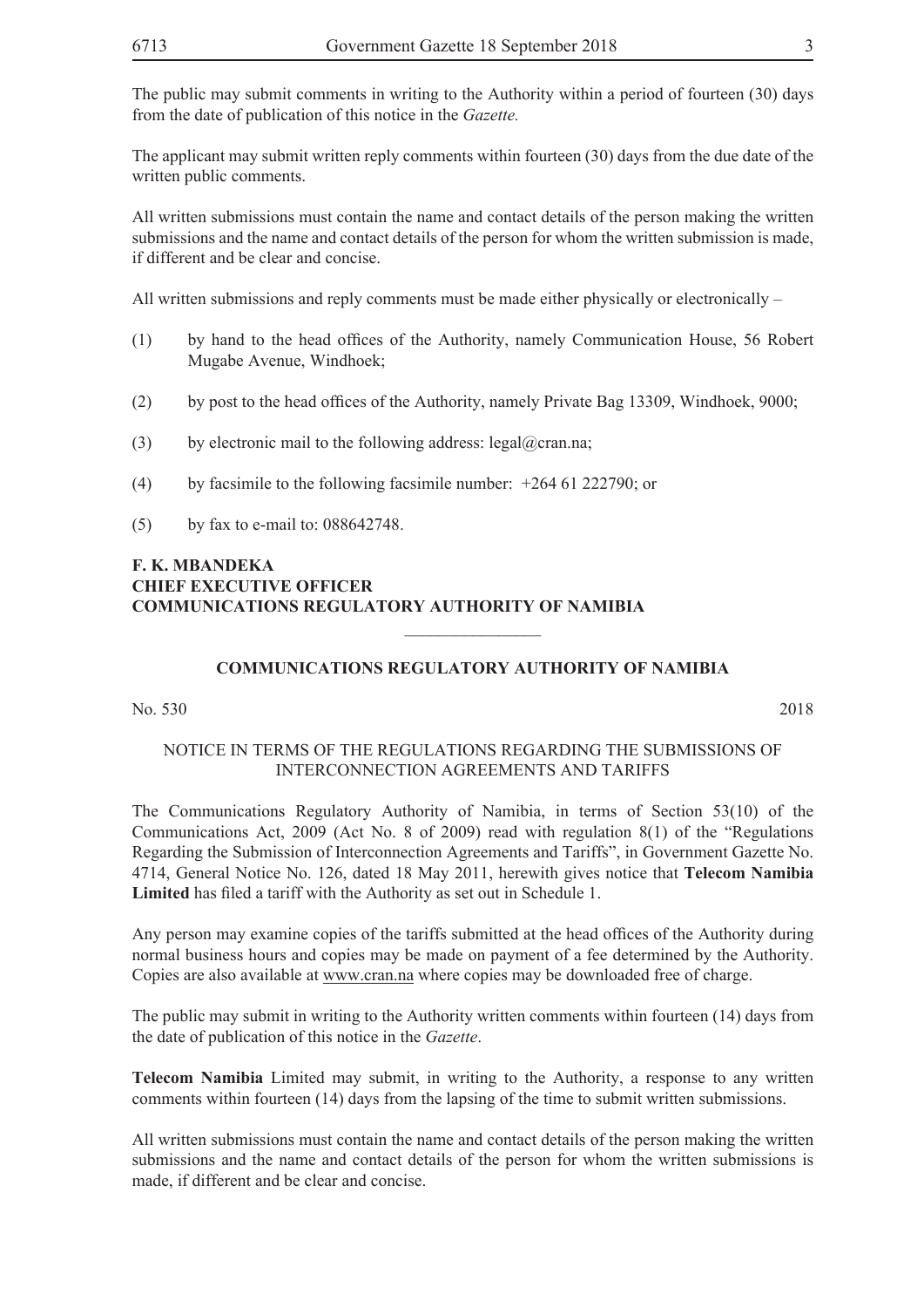The public may submit comments in writing to the Authority within a period of fourteen (30) days from the date of publication of this notice in the *Gazette.*

The applicant may submit written reply comments within fourteen (30) days from the due date of the written public comments.

All written submissions must contain the name and contact details of the person making the written submissions and the name and contact details of the person for whom the written submission is made, if different and be clear and concise.

All written submissions and reply comments must be made either physically or electronically –

(1) by hand to the head offices of the Authority, namely Communication House, 56 Robert Mugabe Avenue, Windhoek;

(2) by post to the head offices of the Authority, namely Private Bag 13309, Windhoek, 9000;

(3) by electronic mail to the following address: legal@cran.na;

(4) by facsimile to the following facsimile number: +264 61 222790; or

(5) by fax to e-mail to: 088642748.

**F. K. MBANDEKA**
**CHIEF EXECUTIVE OFFICER**
**COMMUNICATIONS REGULATORY AUTHORITY OF NAMIBIA**

---

## COMMUNICATIONS REGULATORY AUTHORITY OF NAMIBIA

No. 530 2018

NOTICE IN TERMS OF THE REGULATIONS REGARDING THE SUBMISSIONS OF INTERCONNECTION AGREEMENTS AND TARIFFS

The Communications Regulatory Authority of Namibia, in terms of Section 53(10) of the Communications Act, 2009 (Act No. 8 of 2009) read with regulation 8(1) of the "Regulations Regarding the Submission of Interconnection Agreements and Tariffs", in Government Gazette No. 4714, General Notice No. 126, dated 18 May 2011, herewith gives notice that **Telecom Namibia Limited** has filed a tariff with the Authority as set out in Schedule 1.

Any person may examine copies of the tariffs submitted at the head offices of the Authority during normal business hours and copies may be made on payment of a fee determined by the Authority. Copies are also available at www.cran.na where copies may be downloaded free of charge.

The public may submit in writing to the Authority written comments within fourteen (14) days from the date of publication of this notice in the *Gazette*.

**Telecom Namibia** Limited may submit, in writing to the Authority, a response to any written comments within fourteen (14) days from the lapsing of the time to submit written submissions.

All written submissions must contain the name and contact details of the person making the written submissions and the name and contact details of the person for whom the written submissions is made, if different and be clear and concise.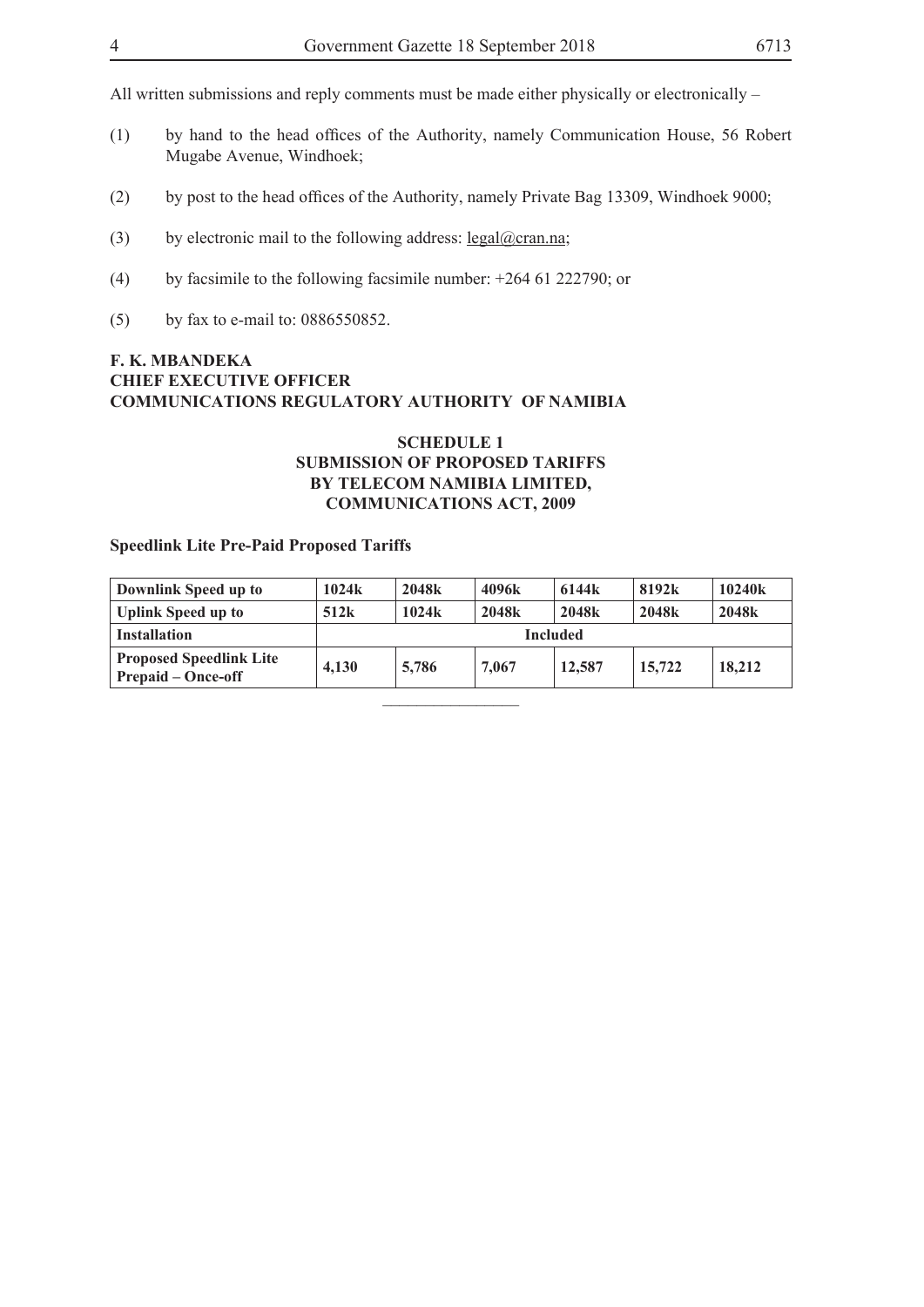All written submissions and reply comments must be made either physically or electronically –

(1) by hand to the head offices of the Authority, namely Communication House, 56 Robert Mugabe Avenue, Windhoek;

(2) by post to the head offices of the Authority, namely Private Bag 13309, Windhoek 9000;

(3) by electronic mail to the following address: legal@cran.na;

(4) by facsimile to the following facsimile number: +264 61 222790; or

(5) by fax to e-mail to: 0886550852.

**F. K. MBANDEKA**
**CHIEF EXECUTIVE OFFICER**
**COMMUNICATIONS REGULATORY AUTHORITY OF NAMIBIA**

**SCHEDULE 1**
**SUBMISSION OF PROPOSED TARIFFS**
**BY TELECOM NAMIBIA LIMITED,**
**COMMUNICATIONS ACT, 2009**

**Speedlink Lite Pre-Paid Proposed Tariffs**

| Downlink Speed up to | 1024k | 2048k | 4096k | 6144k | 8192k | 10240k |
|---|---|---|---|---|---|---|
| Uplink Speed up to | 512k | 1024k | 2048k | 2048k | 2048k | 2048k |
| Installation | Included | | | | | |
| Proposed Speedlink Lite Prepaid – Once-off | 4,130 | 5,786 | 7,067 | 12,587 | 15,722 | 18,212 |

________________